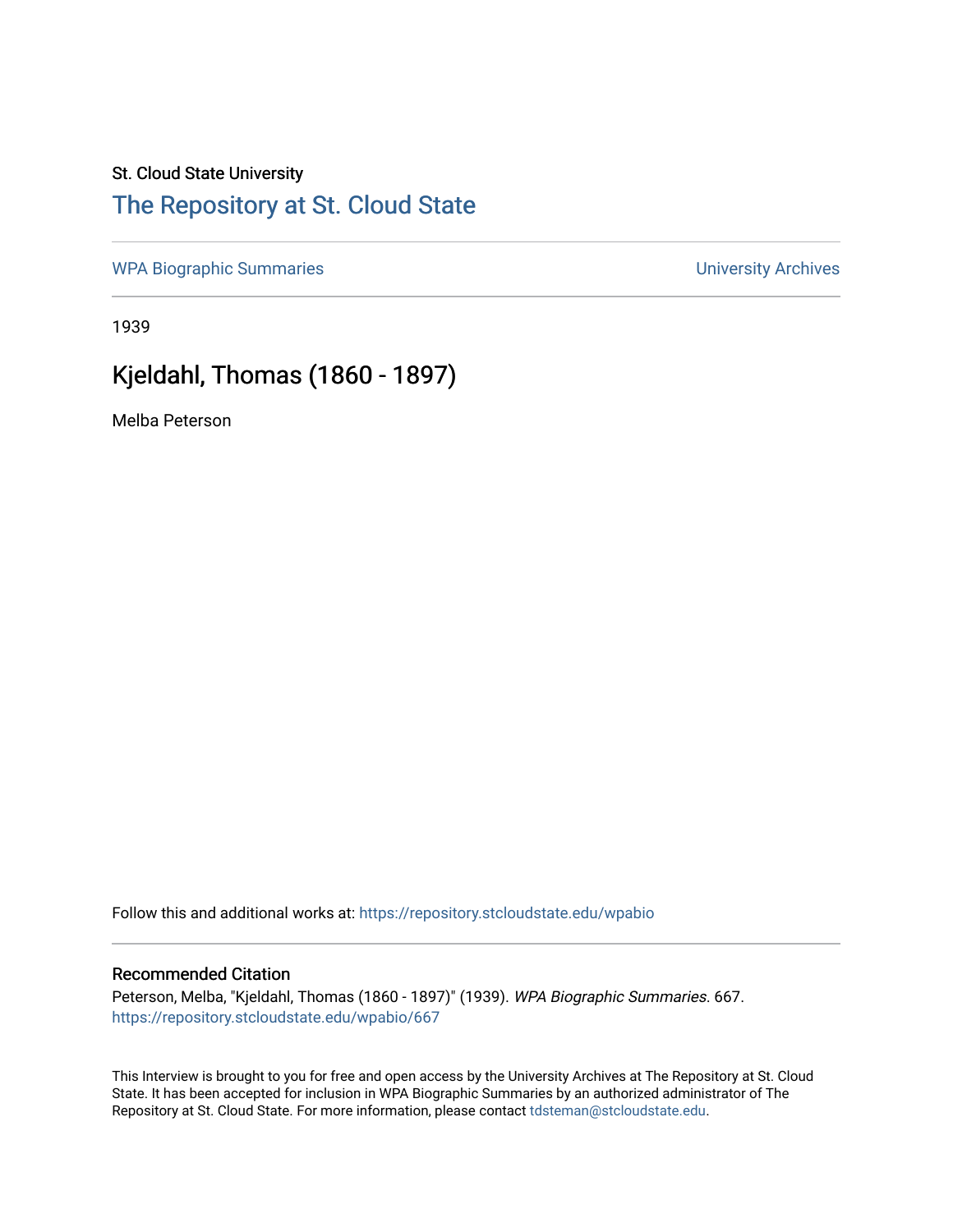St. Cloud State University

# [The Repository at St. Cloud State](https://repository.stcloudstate.edu/)

[WPA Biographic Summaries](https://repository.stcloudstate.edu/wpabio) [University Archives](https://repository.stcloudstate.edu/archives)

1939

## Kjeldahl, Thomas (1860 - 1897)

Melba Peterson

Follow this and additional works at: https://repository.stcloudstate.edu/wpabio

### Recommended Citation

Peterson, Melba, "Kjeldahl, Thomas (1860 - 1897)" (1939). *WPA Biographic Summaries*. 667.
https://repository.stcloudstate.edu/wpabio/667

This Interview is brought to you for free and open access by the University Archives at The Repository at St. Cloud State. It has been accepted for inclusion in WPA Biographic Summaries by an authorized administrator of The Repository at St. Cloud State. For more information, please contact tdsteman@stcloudstate.edu.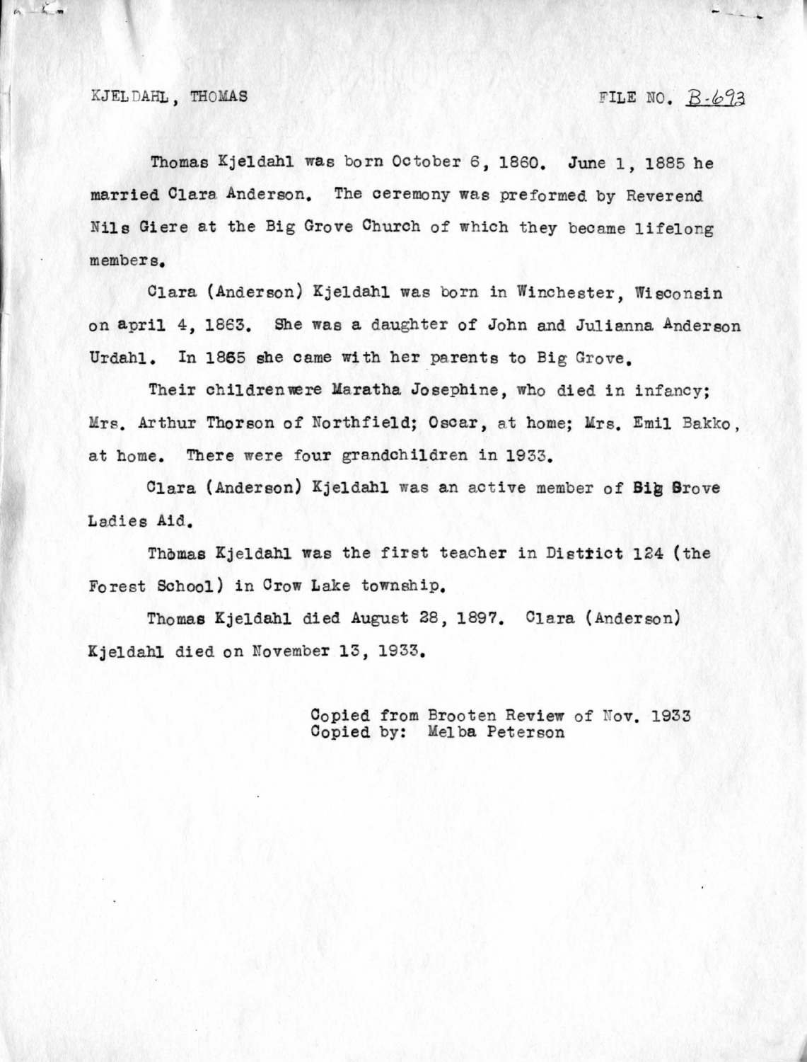KJELDAHL, THOMAS FILE NO. B-693

Thomas Kjeldahl was born October 6, 1860. June 1, 1885 he married Clara Anderson. The ceremony was preformed by Reverend Nils Giere at the Big Grove Church of which they became lifelong members.

Clara (Anderson) Kjeldahl was born in Winchester, Wisconsin on april 4, 1863. She was a daughter of John and Julianna Anderson Urdahl. In 1865 she came with her parents to Big Grove.

Their childrenwere Maratha Josephine, who died in infancy; Mrs. Arthur Thorson of Northfield; Oscar, at home; Mrs. Emil Bakko, at home. There were four grandchildren in 1933.

Clara (Anderson) Kjeldahl was an active member of Big Grove Ladies Aid.

Thomas Kjeldahl was the first teacher in District 124 (the Forest School) in Crow Lake township.

Thomas Kjeldahl died August 28, 1897. Clara (Anderson) Kjeldahl died on November 13, 1933.

Copied from Brooten Review of Nov. 1933
Copied by: Melba Peterson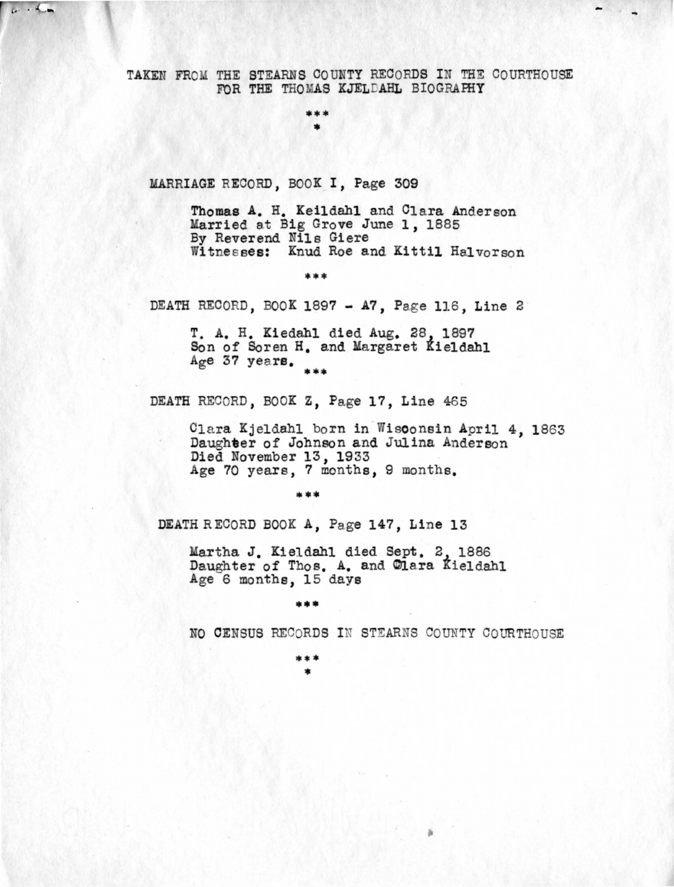# TAKEN FROM THE STEARNS COUNTY RECORDS IN THE COURTHOUSE FOR THE THOMAS KJELDAHL BIOGRAPHY

***
*

MARRIAGE RECORD, BOOK I, Page 309

Thomas A. H. Keildahl and Clara Anderson
Married at Big Grove June 1, 1885
By Reverend Nils Giere
Witnesses: Knud Roe and Kittil Halvorson

***

DEATH RECORD, BOOK 1897 - A7, Page 116, Line 2

T. A. H. Kiedahl died Aug. 28, 1897
Son of Soren H. and Margaret Kieldahl
Age 37 years.

***

DEATH RECORD, BOOK Z, Page 17, Line 465

Clara Kjeldahl born in Wisconsin April 4, 1863
Daughter of Johnson and Julina Anderson
Died November 13, 1933
Age 70 years, 7 months, 9 months.

***

DEATH RECORD BOOK A, Page 147, Line 13

Martha J. Kieldahl died Sept. 2, 1886
Daughter of Thos. A. and Clara Kieldahl
Age 6 months, 15 days

***

NO CENSUS RECORDS IN STEARNS COUNTY COURTHOUSE

***
*